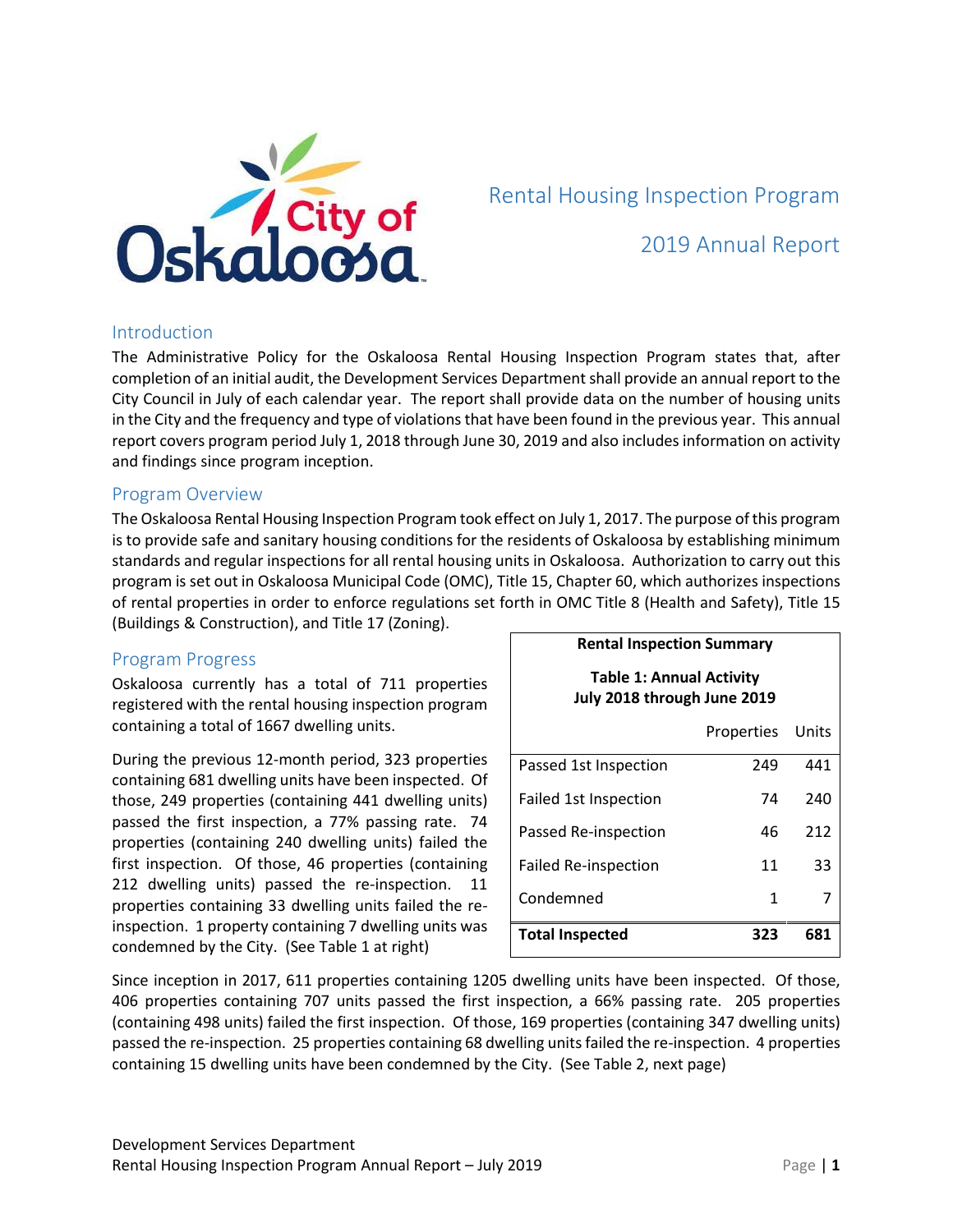# Rental Housing Inspection Program

## 2019 Annual Report

## Introduction

The Administrative Policy for the Oskaloosa Rental Housing Inspection Program states that, after completion of an initial audit, the Development Services Department shall provide an annual report to the City Council in July of each calendar year. The report shall provide data on the number of housing units in the City and the frequency and type of violations that have been found in the previous year. This annual report covers program period July 1, 2018 through June 30, 2019 and also includes information on activity and findings since program inception.

## Program Overview

The Oskaloosa Rental Housing Inspection Program took effect on July 1, 2017. The purpose of this program is to provide safe and sanitary housing conditions for the residents of Oskaloosa by establishing minimum standards and regular inspections for all rental housing units in Oskaloosa. Authorization to carry out this program is set out in Oskaloosa Municipal Code (OMC), Title 15, Chapter 60, which authorizes inspections of rental properties in order to enforce regulations set forth in OMC Title 8 (Health and Safety), Title 15 (Buildings & Construction), and Title 17 (Zoning).

## Program Progress

Oskaloosa currently has a total of 711 properties registered with the rental housing inspection program containing a total of 1667 dwelling units.

During the previous 12-month period, 323 properties containing 681 dwelling units have been inspected. Of those, 249 properties (containing 441 dwelling units) passed the first inspection, a 77% passing rate. 74 properties (containing 240 dwelling units) failed the first inspection. Of those, 46 properties (containing 212 dwelling units) passed the re-inspection. 11 properties containing 33 dwelling units failed the re-inspection. 1 property containing 7 dwelling units was condemned by the City. (See Table 1 at right)

**Rental Inspection Summary**

**Table 1: Annual Activity July 2018 through June 2019**

| | Properties | Units |
|---|---|---|
| Passed 1st Inspection | 249 | 441 |
| Failed 1st Inspection | 74 | 240 |
| Passed Re-inspection | 46 | 212 |
| Failed Re-inspection | 11 | 33 |
| Condemned | 1 | 7 |
| **Total Inspected** | **323** | **681** |

Since inception in 2017, 611 properties containing 1205 dwelling units have been inspected. Of those, 406 properties containing 707 units passed the first inspection, a 66% passing rate. 205 properties (containing 498 units) failed the first inspection. Of those, 169 properties (containing 347 dwelling units) passed the re-inspection. 25 properties containing 68 dwelling units failed the re-inspection. 4 properties containing 15 dwelling units have been condemned by the City. (See Table 2, next page)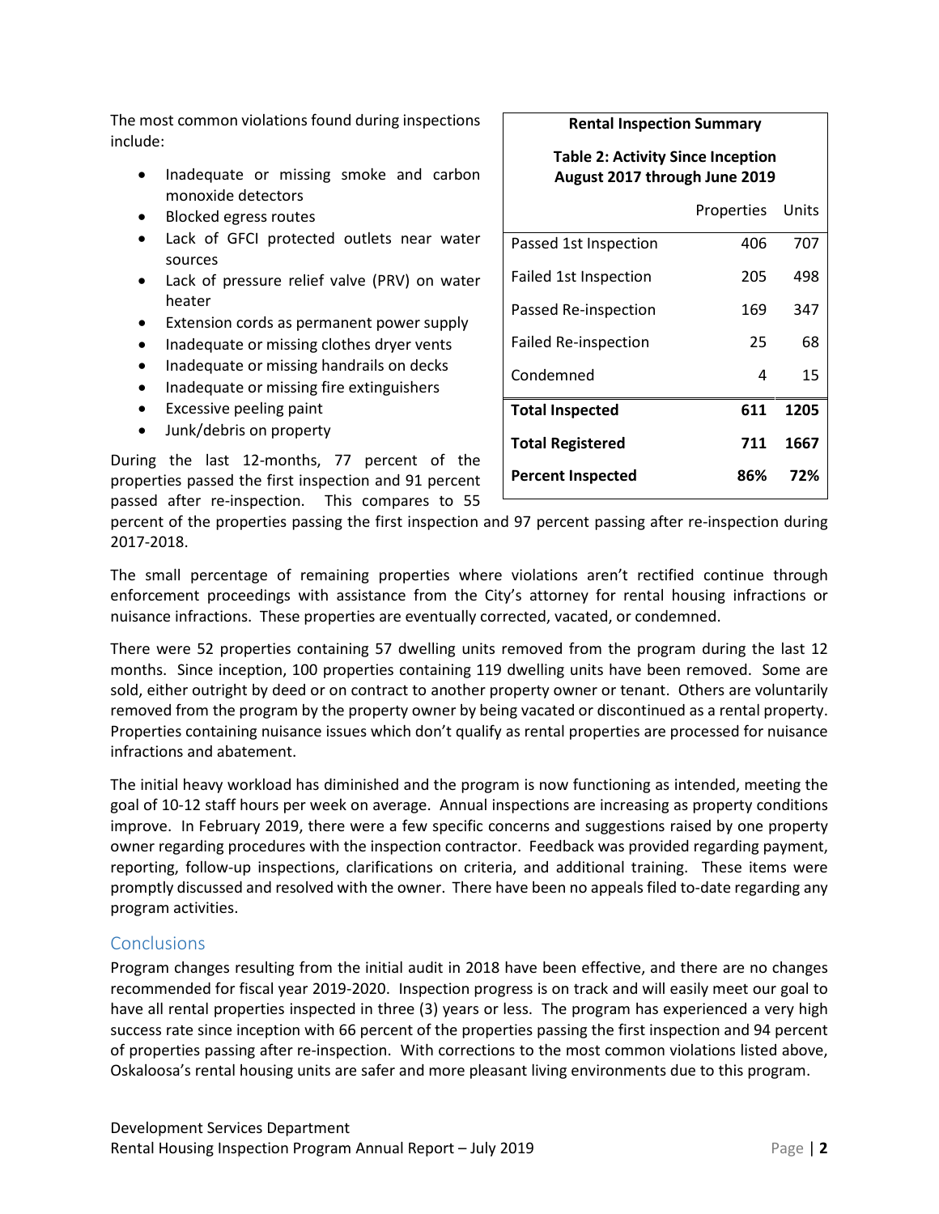The most common violations found during inspections include:

- Inadequate or missing smoke and carbon monoxide detectors
- Blocked egress routes
- Lack of GFCI protected outlets near water sources
- Lack of pressure relief valve (PRV) on water heater
- Extension cords as permanent power supply
- Inadequate or missing clothes dryer vents
- Inadequate or missing handrails on decks
- Inadequate or missing fire extinguishers
- Excessive peeling paint
- Junk/debris on property

**Rental Inspection Summary**

**Table 2: Activity Since Inception August 2017 through June 2019**

| | Properties | Units |
|---|---|---|
| Passed 1st Inspection | 406 | 707 |
| Failed 1st Inspection | 205 | 498 |
| Passed Re-inspection | 169 | 347 |
| Failed Re-inspection | 25 | 68 |
| Condemned | 4 | 15 |
| **Total Inspected** | **611** | **1205** |
| **Total Registered** | **711** | **1667** |
| **Percent Inspected** | **86%** | **72%** |

During the last 12-months, 77 percent of the properties passed the first inspection and 91 percent passed after re-inspection. This compares to 55 percent of the properties passing the first inspection and 97 percent passing after re-inspection during 2017-2018.

The small percentage of remaining properties where violations aren't rectified continue through enforcement proceedings with assistance from the City's attorney for rental housing infractions or nuisance infractions. These properties are eventually corrected, vacated, or condemned.

There were 52 properties containing 57 dwelling units removed from the program during the last 12 months. Since inception, 100 properties containing 119 dwelling units have been removed. Some are sold, either outright by deed or on contract to another property owner or tenant. Others are voluntarily removed from the program by the property owner by being vacated or discontinued as a rental property. Properties containing nuisance issues which don't qualify as rental properties are processed for nuisance infractions and abatement.

The initial heavy workload has diminished and the program is now functioning as intended, meeting the goal of 10-12 staff hours per week on average. Annual inspections are increasing as property conditions improve. In February 2019, there were a few specific concerns and suggestions raised by one property owner regarding procedures with the inspection contractor. Feedback was provided regarding payment, reporting, follow-up inspections, clarifications on criteria, and additional training. These items were promptly discussed and resolved with the owner. There have been no appeals filed to-date regarding any program activities.

## Conclusions

Program changes resulting from the initial audit in 2018 have been effective, and there are no changes recommended for fiscal year 2019-2020. Inspection progress is on track and will easily meet our goal to have all rental properties inspected in three (3) years or less. The program has experienced a very high success rate since inception with 66 percent of the properties passing the first inspection and 94 percent of properties passing after re-inspection. With corrections to the most common violations listed above, Oskaloosa's rental housing units are safer and more pleasant living environments due to this program.